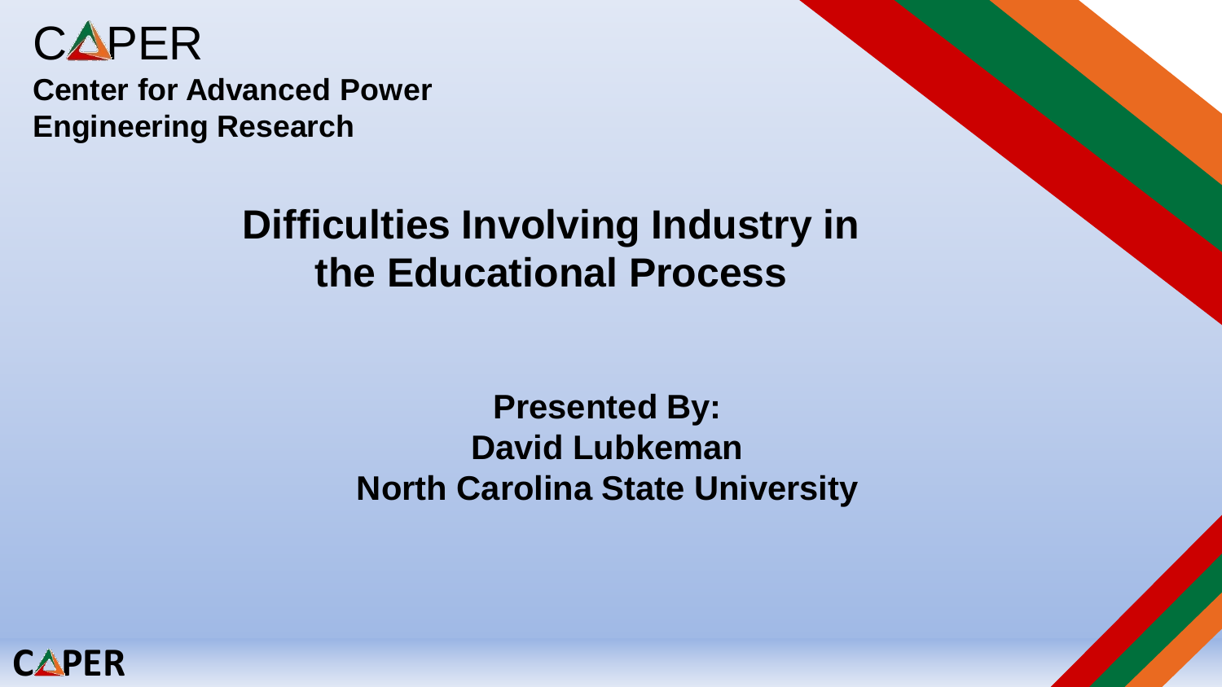CAPER

**Center for Advanced Power Engineering Research**

# Difficulties Involving Industry in the Educational Process

**Presented By:**
**David Lubkeman**
**North Carolina State University**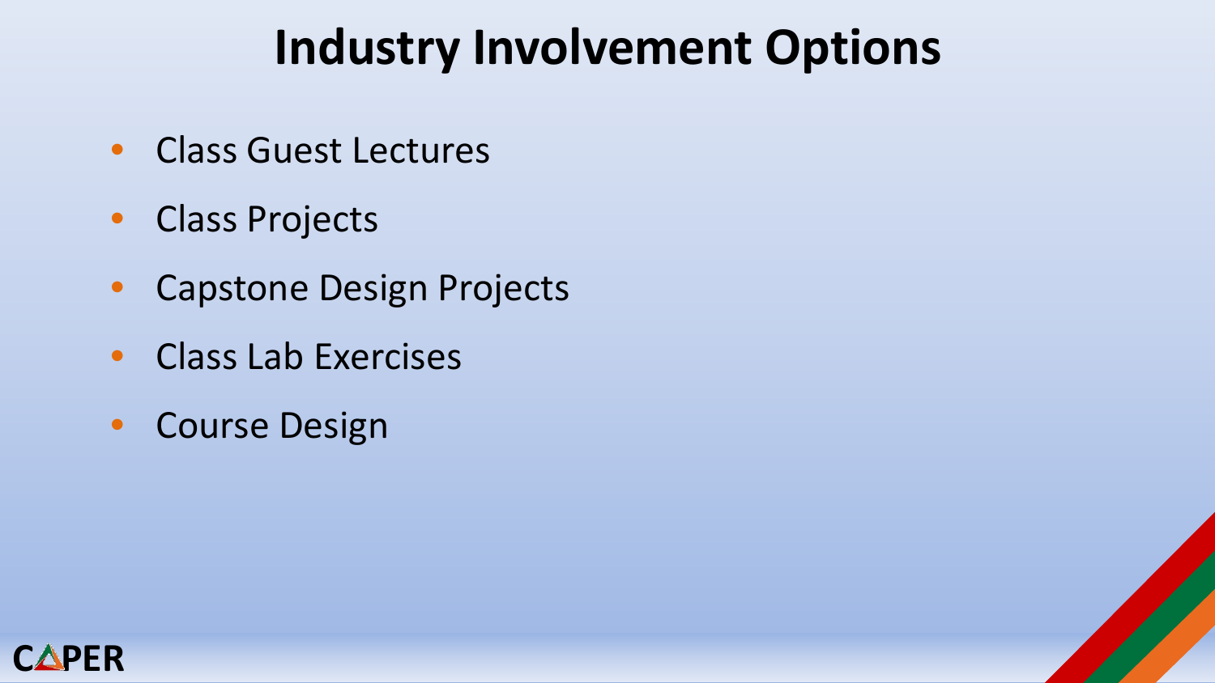# Industry Involvement Options

- Class Guest Lectures
- Class Projects
- Capstone Design Projects
- Class Lab Exercises
- Course Design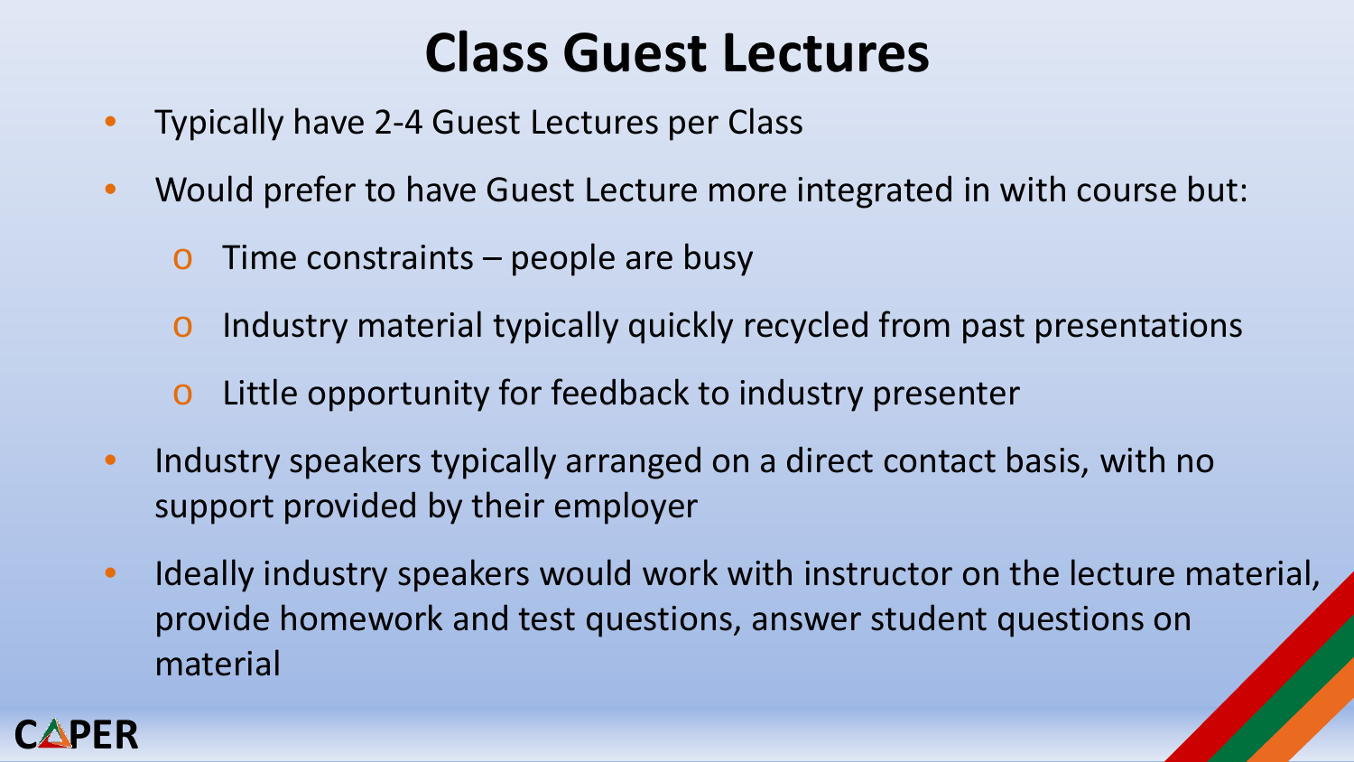# Class Guest Lectures

- Typically have 2-4 Guest Lectures per Class
- Would prefer to have Guest Lecture more integrated in with course but:
  - Time constraints – people are busy
  - Industry material typically quickly recycled from past presentations
  - Little opportunity for feedback to industry presenter
- Industry speakers typically arranged on a direct contact basis, with no support provided by their employer
- Ideally industry speakers would work with instructor on the lecture material, provide homework and test questions, answer student questions on material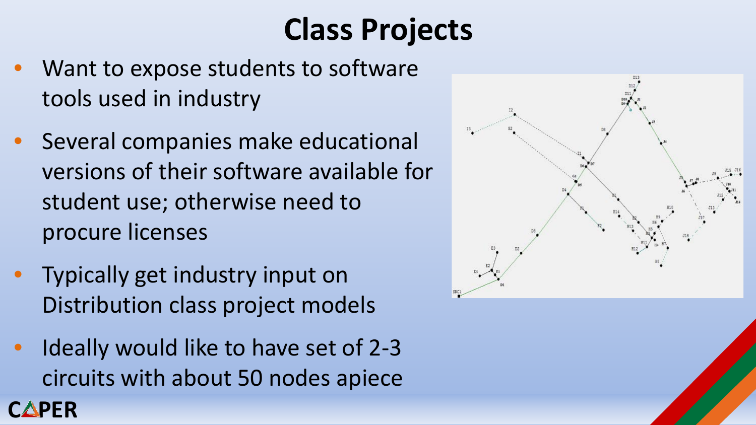# Class Projects

- Want to expose students to software tools used in industry
- Several companies make educational versions of their software available for student use; otherwise need to procure licenses
- Typically get industry input on Distribution class project models
- Ideally would like to have set of 2-3 circuits with about 50 nodes apiece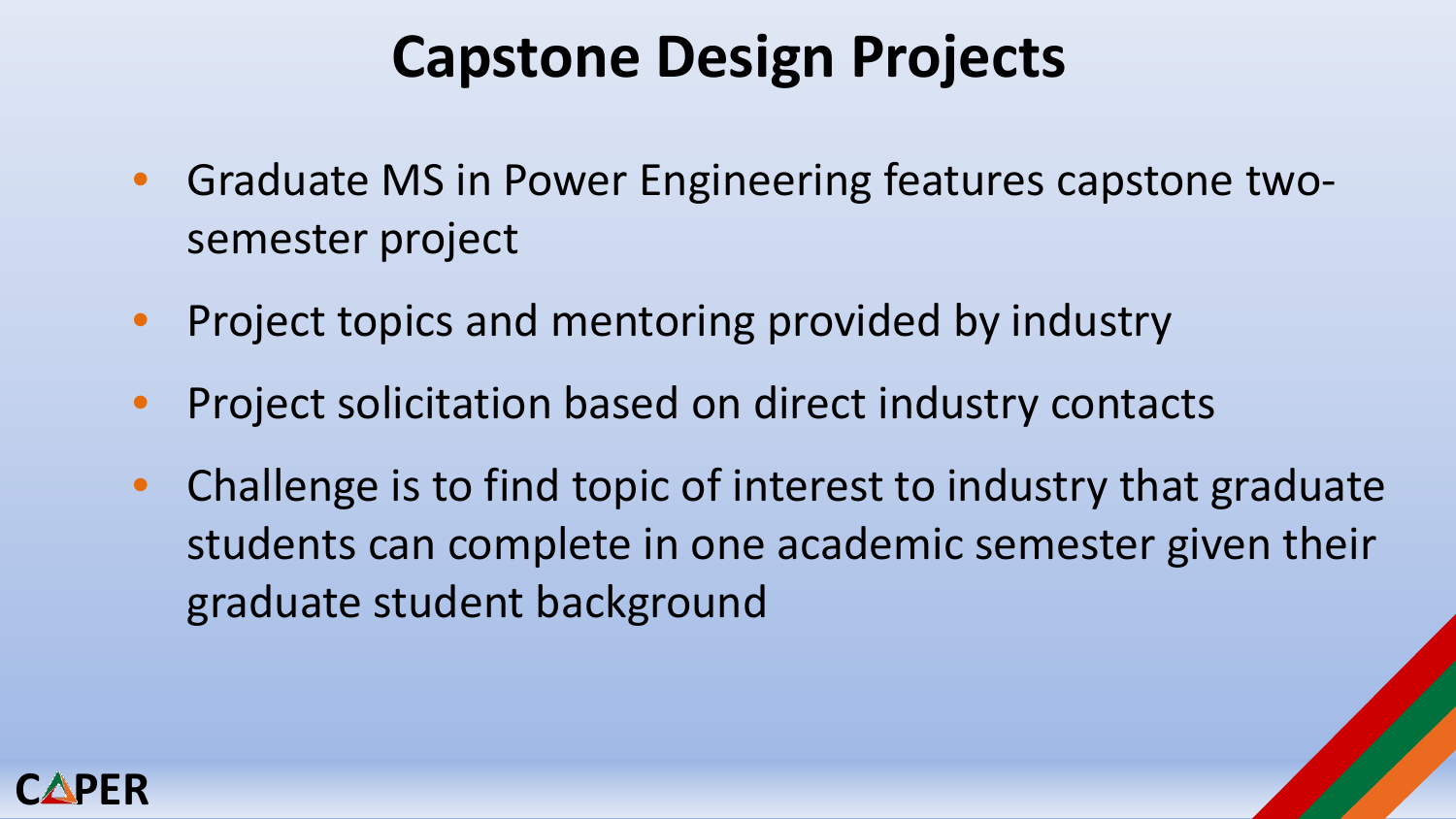# Capstone Design Projects

- Graduate MS in Power Engineering features capstone two-semester project
- Project topics and mentoring provided by industry
- Project solicitation based on direct industry contacts
- Challenge is to find topic of interest to industry that graduate students can complete in one academic semester given their graduate student background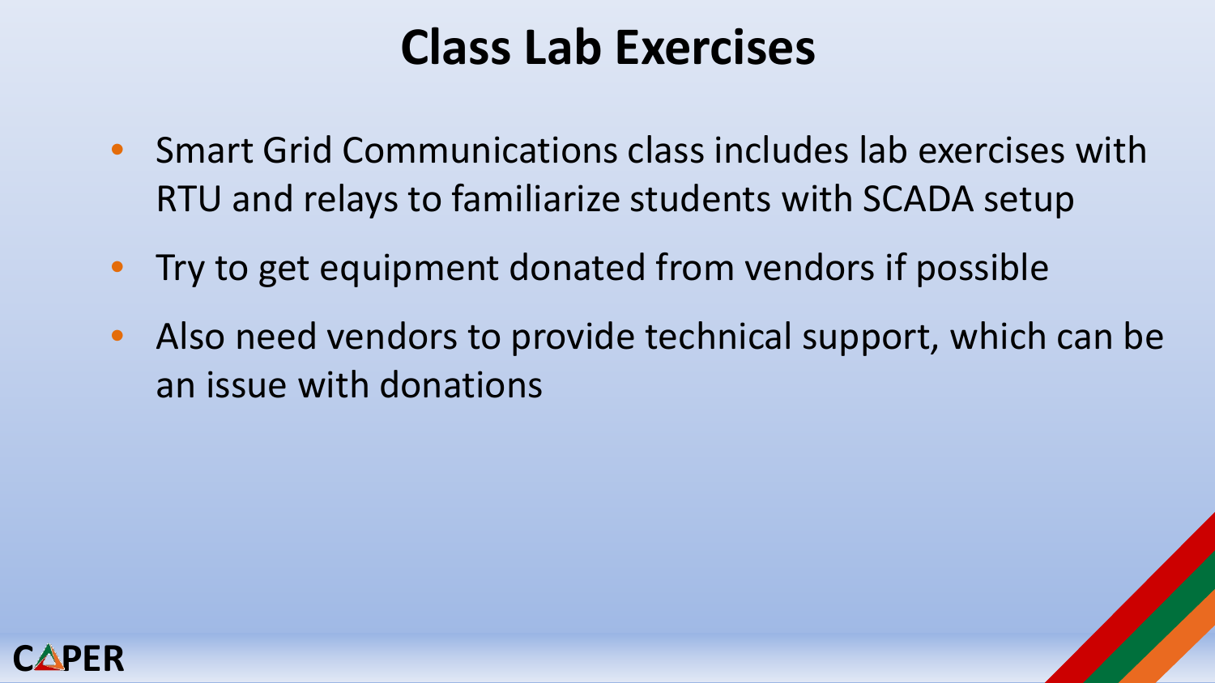# Class Lab Exercises

- Smart Grid Communications class includes lab exercises with RTU and relays to familiarize students with SCADA setup
- Try to get equipment donated from vendors if possible
- Also need vendors to provide technical support, which can be an issue with donations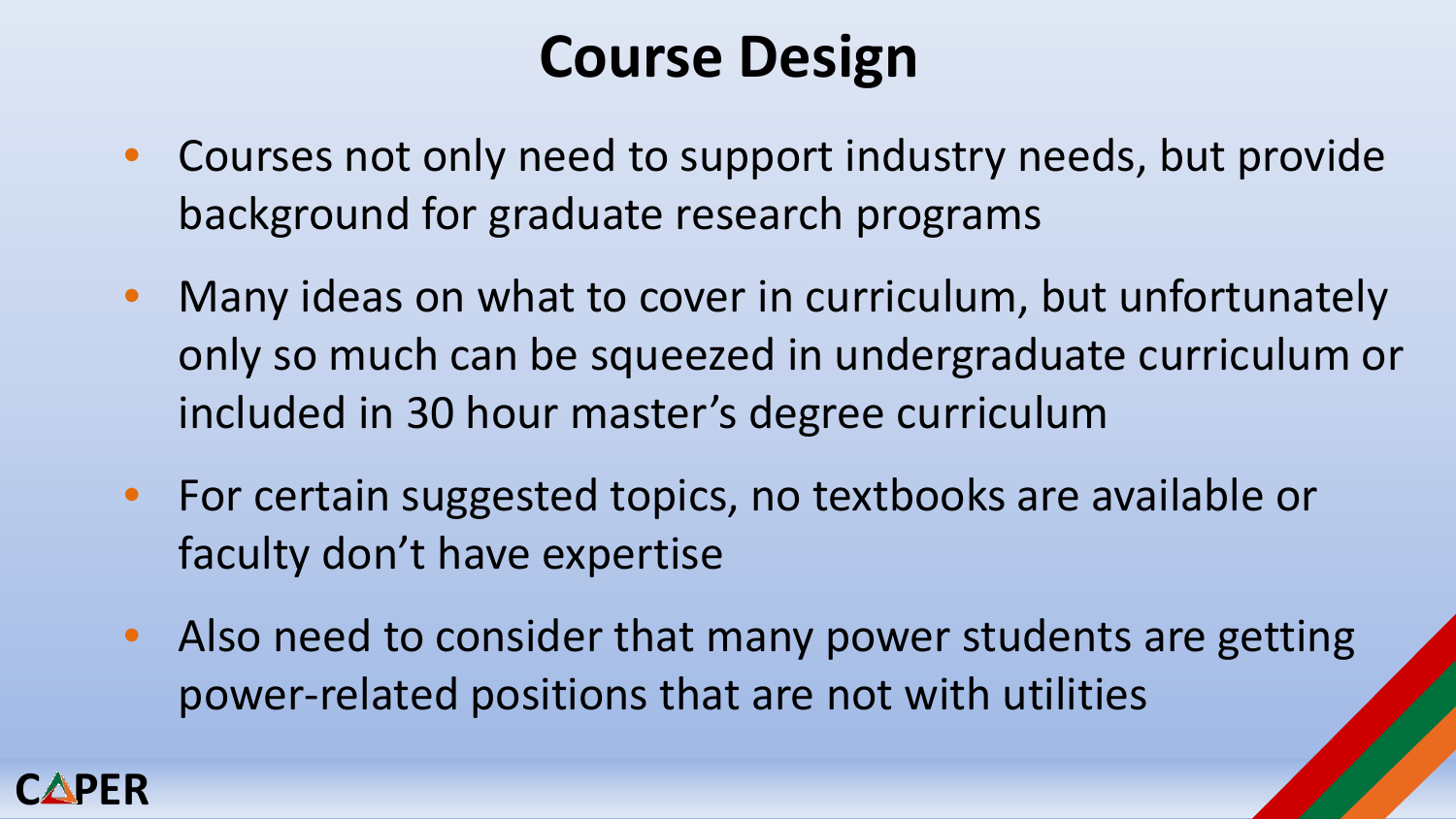# Course Design

- Courses not only need to support industry needs, but provide background for graduate research programs
- Many ideas on what to cover in curriculum, but unfortunately only so much can be squeezed in undergraduate curriculum or included in 30 hour master's degree curriculum
- For certain suggested topics, no textbooks are available or faculty don't have expertise
- Also need to consider that many power students are getting power-related positions that are not with utilities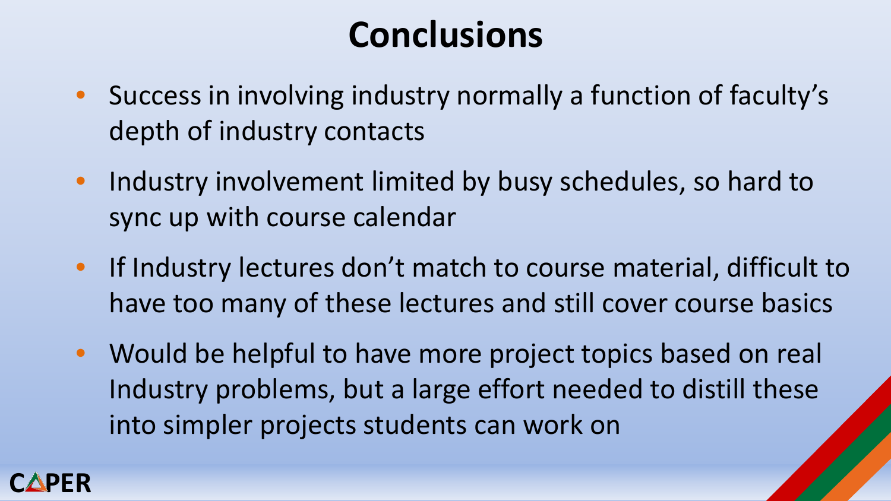# Conclusions

- Success in involving industry normally a function of faculty's depth of industry contacts
- Industry involvement limited by busy schedules, so hard to sync up with course calendar
- If Industry lectures don't match to course material, difficult to have too many of these lectures and still cover course basics
- Would be helpful to have more project topics based on real Industry problems, but a large effort needed to distill these into simpler projects students can work on